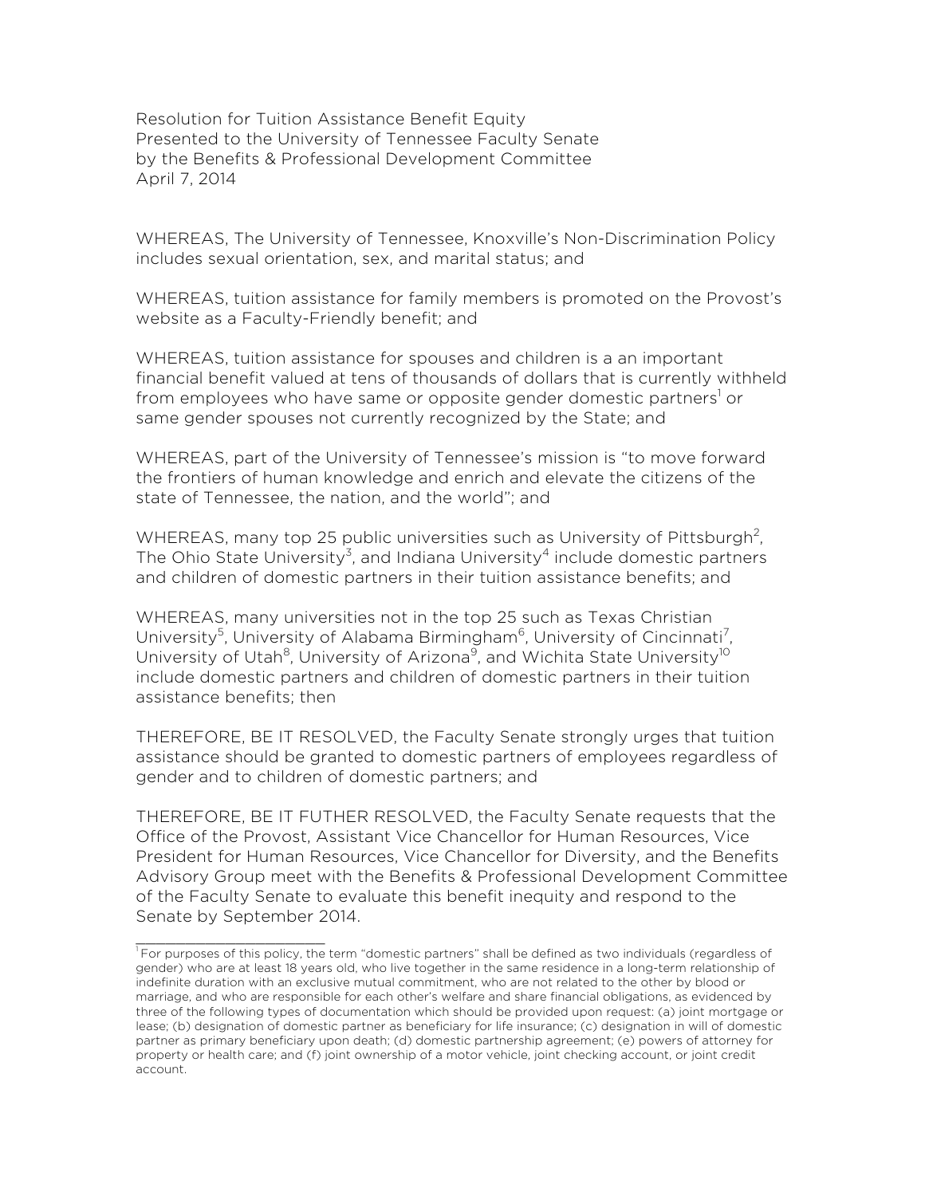Resolution for Tuition Assistance Benefit Equity
Presented to the University of Tennessee Faculty Senate
by the Benefits & Professional Development Committee
April 7, 2014

WHEREAS, The University of Tennessee, Knoxville's Non-Discrimination Policy includes sexual orientation, sex, and marital status; and

WHEREAS, tuition assistance for family members is promoted on the Provost's website as a Faculty-Friendly benefit; and

WHEREAS, tuition assistance for spouses and children is a an important financial benefit valued at tens of thousands of dollars that is currently withheld from employees who have same or opposite gender domestic partners[1] or same gender spouses not currently recognized by the State; and

WHEREAS, part of the University of Tennessee's mission is "to move forward the frontiers of human knowledge and enrich and elevate the citizens of the state of Tennessee, the nation, and the world"; and

WHEREAS, many top 25 public universities such as University of Pittsburgh[2], The Ohio State University[3], and Indiana University[4] include domestic partners and children of domestic partners in their tuition assistance benefits; and

WHEREAS, many universities not in the top 25 such as Texas Christian University[5], University of Alabama Birmingham[6], University of Cincinnati[7], University of Utah[8], University of Arizona[9], and Wichita State University[10] include domestic partners and children of domestic partners in their tuition assistance benefits; then

THEREFORE, BE IT RESOLVED, the Faculty Senate strongly urges that tuition assistance should be granted to domestic partners of employees regardless of gender and to children of domestic partners; and

THEREFORE, BE IT FUTHER RESOLVED, the Faculty Senate requests that the Office of the Provost, Assistant Vice Chancellor for Human Resources, Vice President for Human Resources, Vice Chancellor for Diversity, and the Benefits Advisory Group meet with the Benefits & Professional Development Committee of the Faculty Senate to evaluate this benefit inequity and respond to the Senate by September 2014.

---

[1] For purposes of this policy, the term "domestic partners" shall be defined as two individuals (regardless of gender) who are at least 18 years old, who live together in the same residence in a long-term relationship of indefinite duration with an exclusive mutual commitment, who are not related to the other by blood or marriage, and who are responsible for each other's welfare and share financial obligations, as evidenced by three of the following types of documentation which should be provided upon request: (a) joint mortgage or lease; (b) designation of domestic partner as beneficiary for life insurance; (c) designation in will of domestic partner as primary beneficiary upon death; (d) domestic partnership agreement; (e) powers of attorney for property or health care; and (f) joint ownership of a motor vehicle, joint checking account, or joint credit account.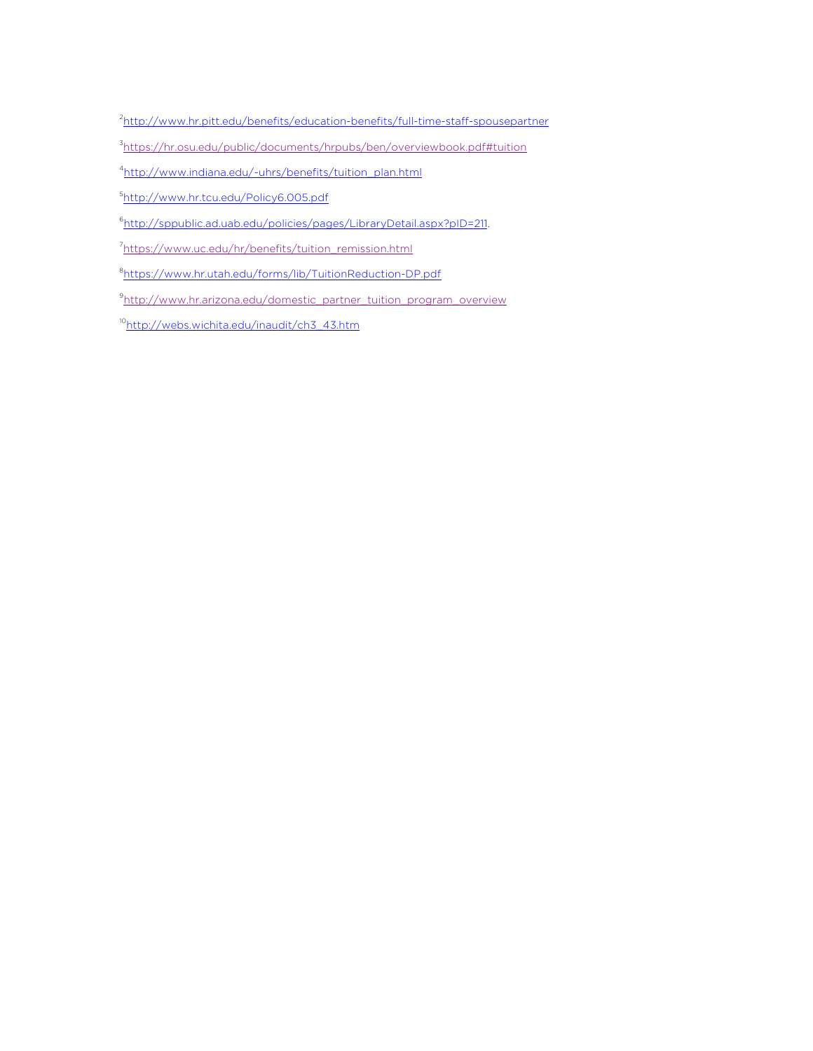[2] http://www.hr.pitt.edu/benefits/education-benefits/full-time-staff-spousepartner

[3] https://hr.osu.edu/public/documents/hrpubs/ben/overviewbook.pdf#tuition

[4] http://www.indiana.edu/-uhrs/benefits/tuition_plan.html

[5] http://www.hr.tcu.edu/Policy6.005.pdf

[6] http://sppublic.ad.uab.edu/policies/pages/LibraryDetail.aspx?pID=211.

[7] https://www.uc.edu/hr/benefits/tuition_remission.html

[8] https://www.hr.utah.edu/forms/lib/TuitionReduction-DP.pdf

[9] http://www.hr.arizona.edu/domestic_partner_tuition_program_overview

[10] http://webs.wichita.edu/inaudit/ch3_43.htm